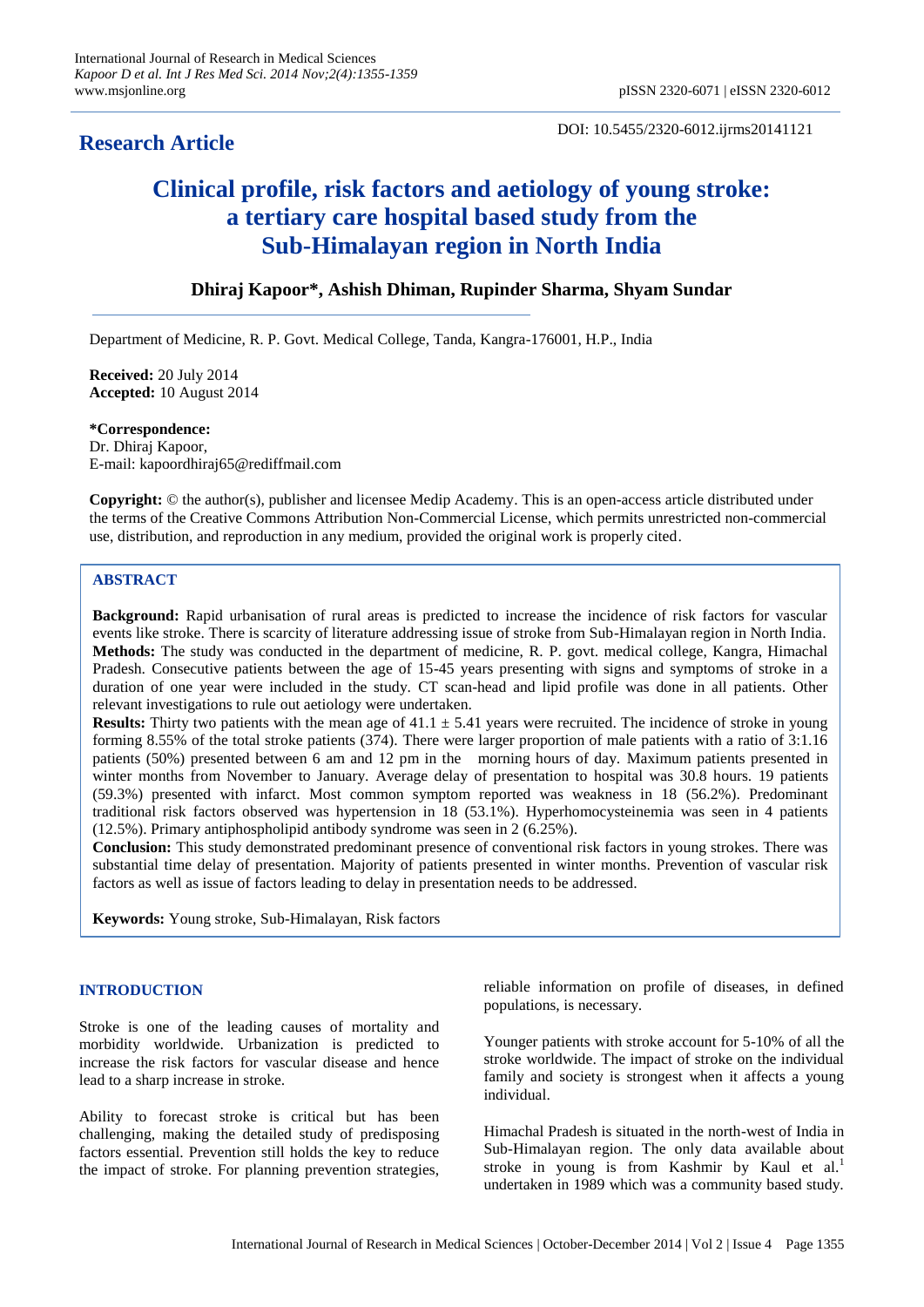## Research Article

DOI: 10.5455/2320-6012.ijrms20141121

# Clinical profile, risk factors and aetiology of young stroke: a tertiary care hospital based study from the Sub-Himalayan region in North India

**Dhiraj Kapoor*, Ashish Dhiman, Rupinder Sharma, Shyam Sundar**

Department of Medicine, R. P. Govt. Medical College, Tanda, Kangra-176001, H.P., India

**Received:** 20 July 2014
**Accepted:** 10 August 2014

***Correspondence:**
Dr. Dhiraj Kapoor,
E-mail: kapoordhiraj65@rediffmail.com

**Copyright:** © the author(s), publisher and licensee Medip Academy. This is an open-access article distributed under the terms of the Creative Commons Attribution Non-Commercial License, which permits unrestricted non-commercial use, distribution, and reproduction in any medium, provided the original work is properly cited.

## ABSTRACT

**Background:** Rapid urbanisation of rural areas is predicted to increase the incidence of risk factors for vascular events like stroke. There is scarcity of literature addressing issue of stroke from Sub-Himalayan region in North India.
**Methods:** The study was conducted in the department of medicine, R. P. govt. medical college, Kangra, Himachal Pradesh. Consecutive patients between the age of 15-45 years presenting with signs and symptoms of stroke in a duration of one year were included in the study. CT scan-head and lipid profile was done in all patients. Other relevant investigations to rule out aetiology were undertaken.
**Results:** Thirty two patients with the mean age of 41.1 ± 5.41 years were recruited. The incidence of stroke in young forming 8.55% of the total stroke patients (374). There were larger proportion of male patients with a ratio of 3:1.16 patients (50%) presented between 6 am and 12 pm in the morning hours of day. Maximum patients presented in winter months from November to January. Average delay of presentation to hospital was 30.8 hours. 19 patients (59.3%) presented with infarct. Most common symptom reported was weakness in 18 (56.2%). Predominant traditional risk factors observed was hypertension in 18 (53.1%). Hyperhomocysteinemia was seen in 4 patients (12.5%). Primary antiphospholipid antibody syndrome was seen in 2 (6.25%).
**Conclusion:** This study demonstrated predominant presence of conventional risk factors in young strokes. There was substantial time delay of presentation. Majority of patients presented in winter months. Prevention of vascular risk factors as well as issue of factors leading to delay in presentation needs to be addressed.

**Keywords:** Young stroke, Sub-Himalayan, Risk factors

## INTRODUCTION

Stroke is one of the leading causes of mortality and morbidity worldwide. Urbanization is predicted to increase the risk factors for vascular disease and hence lead to a sharp increase in stroke.

Ability to forecast stroke is critical but has been challenging, making the detailed study of predisposing factors essential. Prevention still holds the key to reduce the impact of stroke. For planning prevention strategies, reliable information on profile of diseases, in defined populations, is necessary.

Younger patients with stroke account for 5-10% of all the stroke worldwide. The impact of stroke on the individual family and society is strongest when it affects a young individual.

Himachal Pradesh is situated in the north-west of India in Sub-Himalayan region. The only data available about stroke in young is from Kashmir by Kaul et al.[1] undertaken in 1989 which was a community based study.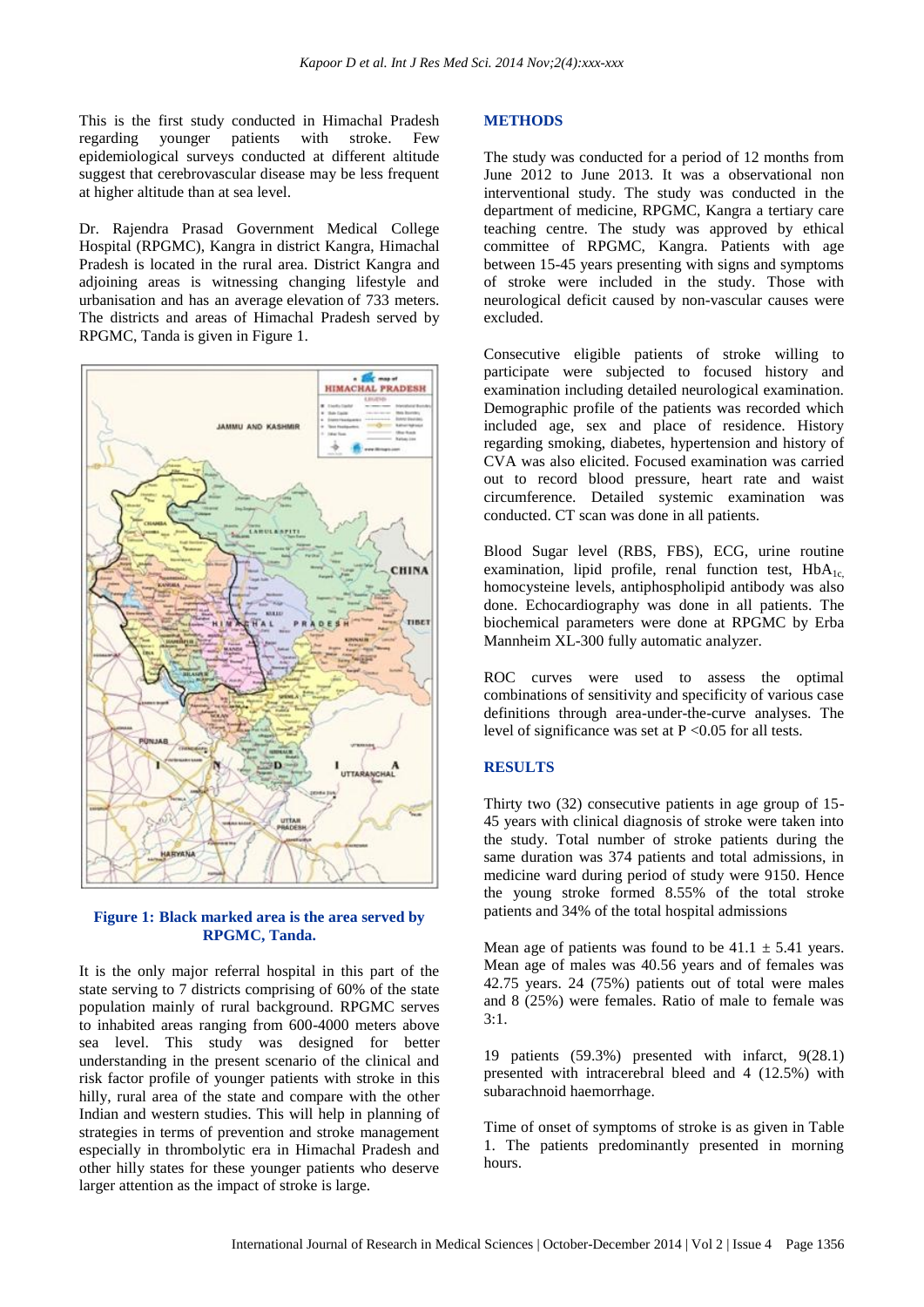This is the first study conducted in Himachal Pradesh regarding younger patients with stroke. Few epidemiological surveys conducted at different altitude suggest that cerebrovascular disease may be less frequent at higher altitude than at sea level.

Dr. Rajendra Prasad Government Medical College Hospital (RPGMC), Kangra in district Kangra, Himachal Pradesh is located in the rural area. District Kangra and adjoining areas is witnessing changing lifestyle and urbanisation and has an average elevation of 733 meters. The districts and areas of Himachal Pradesh served by RPGMC, Tanda is given in Figure 1.

**Figure 1: Black marked area is the area served by RPGMC, Tanda.**

It is the only major referral hospital in this part of the state serving to 7 districts comprising of 60% of the state population mainly of rural background. RPGMC serves to inhabited areas ranging from 600-4000 meters above sea level. This study was designed for better understanding in the present scenario of the clinical and risk factor profile of younger patients with stroke in this hilly, rural area of the state and compare with the other Indian and western studies. This will help in planning of strategies in terms of prevention and stroke management especially in thrombolytic era in Himachal Pradesh and other hilly states for these younger patients who deserve larger attention as the impact of stroke is large.

## METHODS

The study was conducted for a period of 12 months from June 2012 to June 2013. It was a observational non interventional study. The study was conducted in the department of medicine, RPGMC, Kangra a tertiary care teaching centre. The study was approved by ethical committee of RPGMC, Kangra. Patients with age between 15-45 years presenting with signs and symptoms of stroke were included in the study. Those with neurological deficit caused by non-vascular causes were excluded.

Consecutive eligible patients of stroke willing to participate were subjected to focused history and examination including detailed neurological examination. Demographic profile of the patients was recorded which included age, sex and place of residence. History regarding smoking, diabetes, hypertension and history of CVA was also elicited. Focused examination was carried out to record blood pressure, heart rate and waist circumference. Detailed systemic examination was conducted. CT scan was done in all patients.

Blood Sugar level (RBS, FBS), ECG, urine routine examination, lipid profile, renal function test, $HbA_{1c}$, homocysteine levels, antiphospholipid antibody was also done. Echocardiography was done in all patients. The biochemical parameters were done at RPGMC by Erba Mannheim XL-300 fully automatic analyzer.

ROC curves were used to assess the optimal combinations of sensitivity and specificity of various case definitions through area-under-the-curve analyses. The level of significance was set at $P < 0.05$ for all tests.

## RESULTS

Thirty two (32) consecutive patients in age group of 15-45 years with clinical diagnosis of stroke were taken into the study. Total number of stroke patients during the same duration was 374 patients and total admissions, in medicine ward during period of study were 9150. Hence the young stroke formed 8.55% of the total stroke patients and 34% of the total hospital admissions

Mean age of patients was found to be $41.1 \pm 5.41$ years. Mean age of males was 40.56 years and of females was 42.75 years. 24 (75%) patients out of total were males and 8 (25%) were females. Ratio of male to female was 3:1.

19 patients (59.3%) presented with infarct, 9(28.1) presented with intracerebral bleed and 4 (12.5%) with subarachnoid haemorrhage.

Time of onset of symptoms of stroke is as given in Table 1. The patients predominantly presented in morning hours.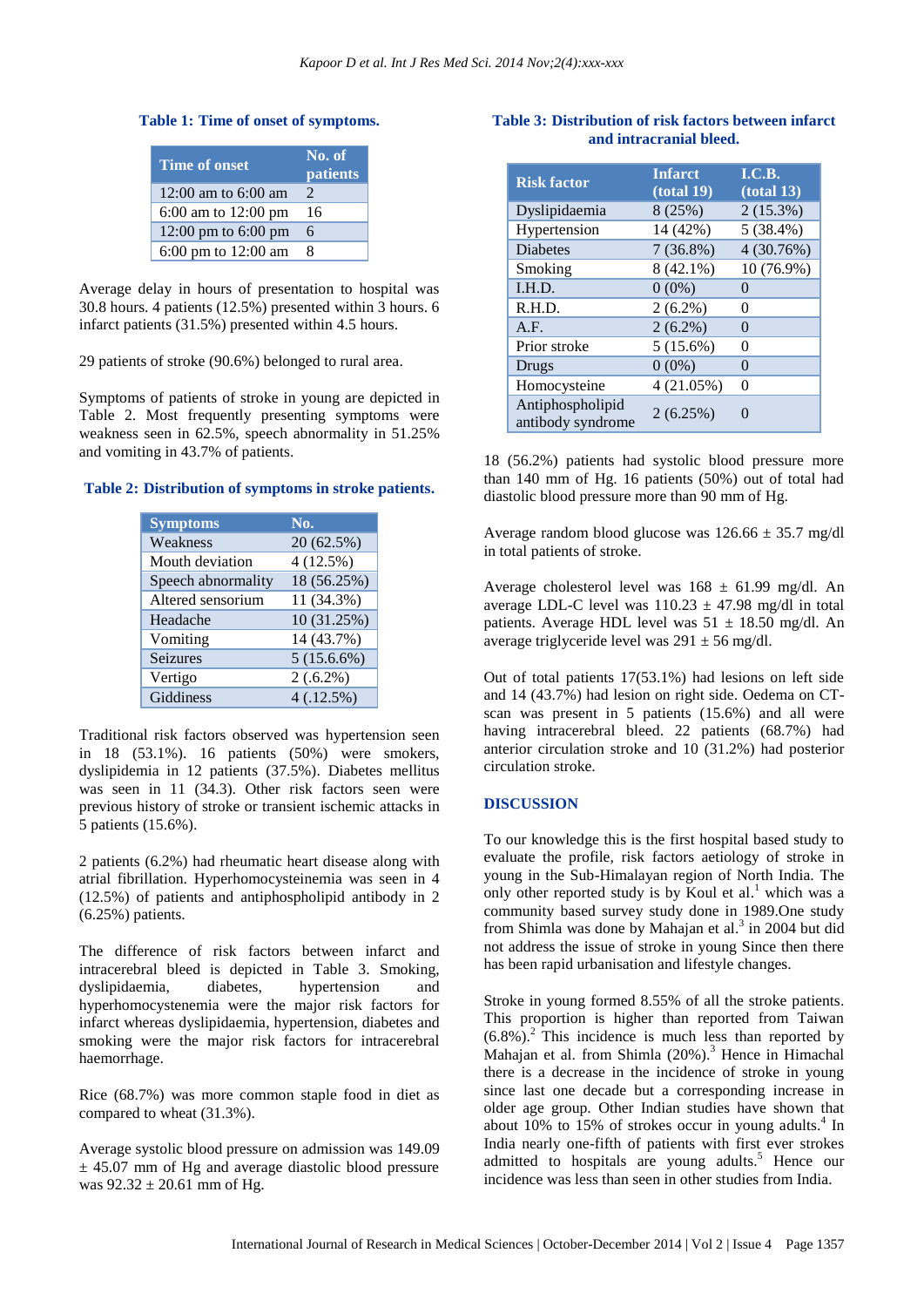**Table 1: Time of onset of symptoms.**

| Time of onset | No. of patients |
|---|---|
| 12:00 am to 6:00 am | 2 |
| 6:00 am to 12:00 pm | 16 |
| 12:00 pm to 6:00 pm | 6 |
| 6:00 pm to 12:00 am | 8 |

Average delay in hours of presentation to hospital was 30.8 hours. 4 patients (12.5%) presented within 3 hours. 6 infarct patients (31.5%) presented within 4.5 hours.

29 patients of stroke (90.6%) belonged to rural area.

Symptoms of patients of stroke in young are depicted in Table 2. Most frequently presenting symptoms were weakness seen in 62.5%, speech abnormality in 51.25% and vomiting in 43.7% of patients.

**Table 2: Distribution of symptoms in stroke patients.**

| Symptoms | No. |
|---|---|
| Weakness | 20 (62.5%) |
| Mouth deviation | 4 (12.5%) |
| Speech abnormality | 18 (56.25%) |
| Altered sensorium | 11 (34.3%) |
| Headache | 10 (31.25%) |
| Vomiting | 14 (43.7%) |
| Seizures | 5 (15.6.6%) |
| Vertigo | 2 (.6.2%) |
| Giddiness | 4 (.12.5%) |

Traditional risk factors observed was hypertension seen in 18 (53.1%). 16 patients (50%) were smokers, dyslipidemia in 12 patients (37.5%). Diabetes mellitus was seen in 11 (34.3). Other risk factors seen were previous history of stroke or transient ischemic attacks in 5 patients (15.6%).

2 patients (6.2%) had rheumatic heart disease along with atrial fibrillation. Hyperhomocysteinemia was seen in 4 (12.5%) of patients and antiphospholipid antibody in 2 (6.25%) patients.

The difference of risk factors between infarct and intracerebral bleed is depicted in Table 3. Smoking, dyslipidaemia, diabetes, hypertension and hyperhomocysteinemia were the major risk factors for infarct whereas dyslipidaemia, hypertension, diabetes and smoking were the major risk factors for intracerebral haemorrhage.

Rice (68.7%) was more common staple food in diet as compared to wheat (31.3%).

Average systolic blood pressure on admission was 149.09 ± 45.07 mm of Hg and average diastolic blood pressure was 92.32 ± 20.61 mm of Hg.

**Table 3: Distribution of risk factors between infarct and intracranial bleed.**

| Risk factor | Infarct (total 19) | I.C.B. (total 13) |
|---|---|---|
| Dyslipidaemia | 8 (25%) | 2 (15.3%) |
| Hypertension | 14 (42%) | 5 (38.4%) |
| Diabetes | 7 (36.8%) | 4 (30.76%) |
| Smoking | 8 (42.1%) | 10 (76.9%) |
| I.H.D. | 0 (0%) | 0 |
| R.H.D. | 2 (6.2%) | 0 |
| A.F. | 2 (6.2%) | 0 |
| Prior stroke | 5 (15.6%) | 0 |
| Drugs | 0 (0%) | 0 |
| Homocysteine | 4 (21.05%) | 0 |
| Antiphospholipid antibody syndrome | 2 (6.25%) | 0 |

18 (56.2%) patients had systolic blood pressure more than 140 mm of Hg. 16 patients (50%) out of total had diastolic blood pressure more than 90 mm of Hg.

Average random blood glucose was 126.66 ± 35.7 mg/dl in total patients of stroke.

Average cholesterol level was 168 ± 61.99 mg/dl. An average LDL-C level was 110.23 ± 47.98 mg/dl in total patients. Average HDL level was 51 ± 18.50 mg/dl. An average triglyceride level was 291 ± 56 mg/dl.

Out of total patients 17(53.1%) had lesions on left side and 14 (43.7%) had lesion on right side. Oedema on CT-scan was present in 5 patients (15.6%) and all were having intracerebral bleed. 22 patients (68.7%) had anterior circulation stroke and 10 (31.2%) had posterior circulation stroke.

## DISCUSSION

To our knowledge this is the first hospital based study to evaluate the profile, risk factors aetiology of stroke in young in the Sub-Himalayan region of North India. The only other reported study is by Koul et al.[1] which was a community based survey study done in 1989.One study from Shimla was done by Mahajan et al.[3] in 2004 but did not address the issue of stroke in young Since then there has been rapid urbanisation and lifestyle changes.

Stroke in young formed 8.55% of all the stroke patients. This proportion is higher than reported from Taiwan (6.8%).[2] This incidence is much less than reported by Mahajan et al. from Shimla (20%).[3] Hence in Himachal there is a decrease in the incidence of stroke in young since last one decade but a corresponding increase in older age group. Other Indian studies have shown that about 10% to 15% of strokes occur in young adults.[4] In India nearly one-fifth of patients with first ever strokes admitted to hospitals are young adults.[5] Hence our incidence was less than seen in other studies from India.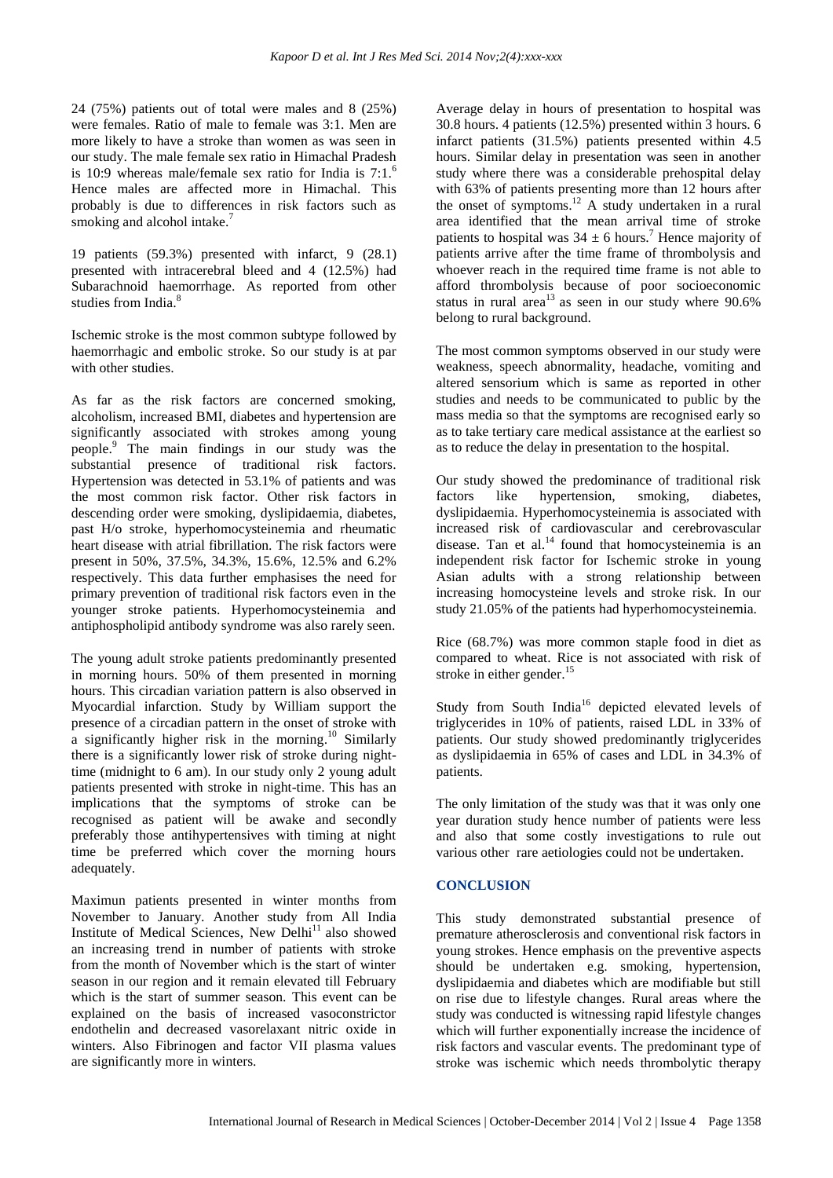24 (75%) patients out of total were males and 8 (25%) were females. Ratio of male to female was 3:1. Men are more likely to have a stroke than women as was seen in our study. The male female sex ratio in Himachal Pradesh is 10:9 whereas male/female sex ratio for India is 7:1.[6] Hence males are affected more in Himachal. This probably is due to differences in risk factors such as smoking and alcohol intake.[7]

19 patients (59.3%) presented with infarct, 9 (28.1) presented with intracerebral bleed and 4 (12.5%) had Subarachnoid haemorrhage. As reported from other studies from India.[8]

Ischemic stroke is the most common subtype followed by haemorrhagic and embolic stroke. So our study is at par with other studies.

As far as the risk factors are concerned smoking, alcoholism, increased BMI, diabetes and hypertension are significantly associated with strokes among young people.[9] The main findings in our study was the substantial presence of traditional risk factors. Hypertension was detected in 53.1% of patients and was the most common risk factor. Other risk factors in descending order were smoking, dyslipidaemia, diabetes, past H/o stroke, hyperhomocysteinemia and rheumatic heart disease with atrial fibrillation. The risk factors were present in 50%, 37.5%, 34.3%, 15.6%, 12.5% and 6.2% respectively. This data further emphasises the need for primary prevention of traditional risk factors even in the younger stroke patients. Hyperhomocysteinemia and antiphospholipid antibody syndrome was also rarely seen.

The young adult stroke patients predominantly presented in morning hours. 50% of them presented in morning hours. This circadian variation pattern is also observed in Myocardial infarction. Study by William support the presence of a circadian pattern in the onset of stroke with a significantly higher risk in the morning.[10] Similarly there is a significantly lower risk of stroke during night-time (midnight to 6 am). In our study only 2 young adult patients presented with stroke in night-time. This has an implications that the symptoms of stroke can be recognised as patient will be awake and secondly preferably those antihypertensives with timing at night time be preferred which cover the morning hours adequately.

Maximun patients presented in winter months from November to January. Another study from All India Institute of Medical Sciences, New Delhi[11] also showed an increasing trend in number of patients with stroke from the month of November which is the start of winter season in our region and it remain elevated till February which is the start of summer season. This event can be explained on the basis of increased vasoconstrictor endothelin and decreased vasorelaxant nitric oxide in winters. Also Fibrinogen and factor VII plasma values are significantly more in winters.

Average delay in hours of presentation to hospital was 30.8 hours. 4 patients (12.5%) presented within 3 hours. 6 infarct patients (31.5%) patients presented within 4.5 hours. Similar delay in presentation was seen in another study where there was a considerable prehospital delay with 63% of patients presenting more than 12 hours after the onset of symptoms.[12] A study undertaken in a rural area identified that the mean arrival time of stroke patients to hospital was $34 \pm 6$ hours.[7] Hence majority of patients arrive after the time frame of thrombolysis and whoever reach in the required time frame is not able to afford thrombolysis because of poor socioeconomic status in rural area[13] as seen in our study where 90.6% belong to rural background.

The most common symptoms observed in our study were weakness, speech abnormality, headache, vomiting and altered sensorium which is same as reported in other studies and needs to be communicated to public by the mass media so that the symptoms are recognised early so as to take tertiary care medical assistance at the earliest so as to reduce the delay in presentation to the hospital.

Our study showed the predominance of traditional risk factors like hypertension, smoking, diabetes, dyslipidaemia. Hyperhomocysteinemia is associated with increased risk of cardiovascular and cerebrovascular disease. Tan et al.[14] found that homocysteinemia is an independent risk factor for Ischemic stroke in young Asian adults with a strong relationship between increasing homocysteine levels and stroke risk. In our study 21.05% of the patients had hyperhomocysteinemia.

Rice (68.7%) was more common staple food in diet as compared to wheat. Rice is not associated with risk of stroke in either gender.[15]

Study from South India[16] depicted elevated levels of triglycerides in 10% of patients, raised LDL in 33% of patients. Our study showed predominantly triglycerides as dyslipidaemia in 65% of cases and LDL in 34.3% of patients.

The only limitation of the study was that it was only one year duration study hence number of patients were less and also that some costly investigations to rule out various other rare aetiologies could not be undertaken.

## CONCLUSION

This study demonstrated substantial presence of premature atherosclerosis and conventional risk factors in young strokes. Hence emphasis on the preventive aspects should be undertaken e.g. smoking, hypertension, dyslipidaemia and diabetes which are modifiable but still on rise due to lifestyle changes. Rural areas where the study was conducted is witnessing rapid lifestyle changes which will further exponentially increase the incidence of risk factors and vascular events. The predominant type of stroke was ischemic which needs thrombolytic therapy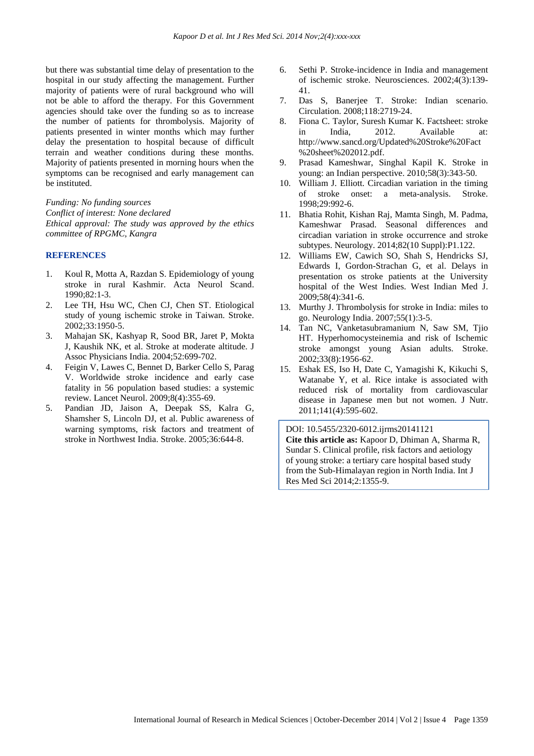but there was substantial time delay of presentation to the hospital in our study affecting the management. Further majority of patients were of rural background who will not be able to afford the therapy. For this Government agencies should take over the funding so as to increase the number of patients for thrombolysis. Majority of patients presented in winter months which may further delay the presentation to hospital because of difficult terrain and weather conditions during these months. Majority of patients presented in morning hours when the symptoms can be recognised and early management can be instituted.

*Funding: No funding sources*
*Conflict of interest: None declared*
*Ethical approval: The study was approved by the ethics committee of RPGMC, Kangra*

## REFERENCES

1. Koul R, Motta A, Razdan S. Epidemiology of young stroke in rural Kashmir. Acta Neurol Scand. 1990;82:1-3.
2. Lee TH, Hsu WC, Chen CJ, Chen ST. Etiological study of young ischemic stroke in Taiwan. Stroke. 2002;33:1950-5.
3. Mahajan SK, Kashyap R, Sood BR, Jaret P, Mokta J, Kaushik NK, et al. Stroke at moderate altitude. J Assoc Physicians India. 2004;52:699-702.
4. Feigin V, Lawes C, Bennet D, Barker Cello S, Parag V. Worldwide stroke incidence and early case fatality in 56 population based studies: a systemic review. Lancet Neurol. 2009;8(4):355-69.
5. Pandian JD, Jaison A, Deepak SS, Kalra G, Shamsher S, Lincoln DJ, et al. Public awareness of warning symptoms, risk factors and treatment of stroke in Northwest India. Stroke. 2005;36:644-8.
6. Sethi P. Stroke-incidence in India and management of ischemic stroke. Neurosciences. 2002;4(3):139-41.
7. Das S, Banerjee T. Stroke: Indian scenario. Circulation. 2008;118:2719-24.
8. Fiona C. Taylor, Suresh Kumar K. Factsheet: stroke in India, 2012. Available at: http://www.sancd.org/Updated%20Stroke%20Fact%20sheet%202012.pdf.
9. Prasad Kameshwar, Singhal Kapil K. Stroke in young: an Indian perspective. 2010;58(3):343-50.
10. William J. Elliott. Circadian variation in the timing of stroke onset: a meta-analysis. Stroke. 1998;29:992-6.
11. Bhatia Rohit, Kishan Raj, Mamta Singh, M. Padma, Kameshwar Prasad. Seasonal differences and circadian variation in stroke occurrence and stroke subtypes. Neurology. 2014;82(10 Suppl):P1.122.
12. Williams EW, Cawich SO, Shah S, Hendricks SJ, Edwards I, Gordon-Strachan G, et al. Delays in presentation os stroke patients at the University hospital of the West Indies. West Indian Med J. 2009;58(4):341-6.
13. Murthy J. Thrombolysis for stroke in India: miles to go. Neurology India. 2007;55(1):3-5.
14. Tan NC, Vanketasubramanium N, Saw SM, Tjio HT. Hyperhomocysteinemia and risk of Ischemic stroke amongst young Asian adults. Stroke. 2002;33(8):1956-62.
15. Eshak ES, Iso H, Date C, Yamagishi K, Kikuchi S, Watanabe Y, et al. Rice intake is associated with reduced risk of mortality from cardiovascular disease in Japanese men but not women. J Nutr. 2011;141(4):595-602.

DOI: 10.5455/2320-6012.ijrms20141121
**Cite this article as:** Kapoor D, Dhiman A, Sharma R, Sundar S. Clinical profile, risk factors and aetiology of young stroke: a tertiary care hospital based study from the Sub-Himalayan region in North India. Int J Res Med Sci 2014;2:1355-9.